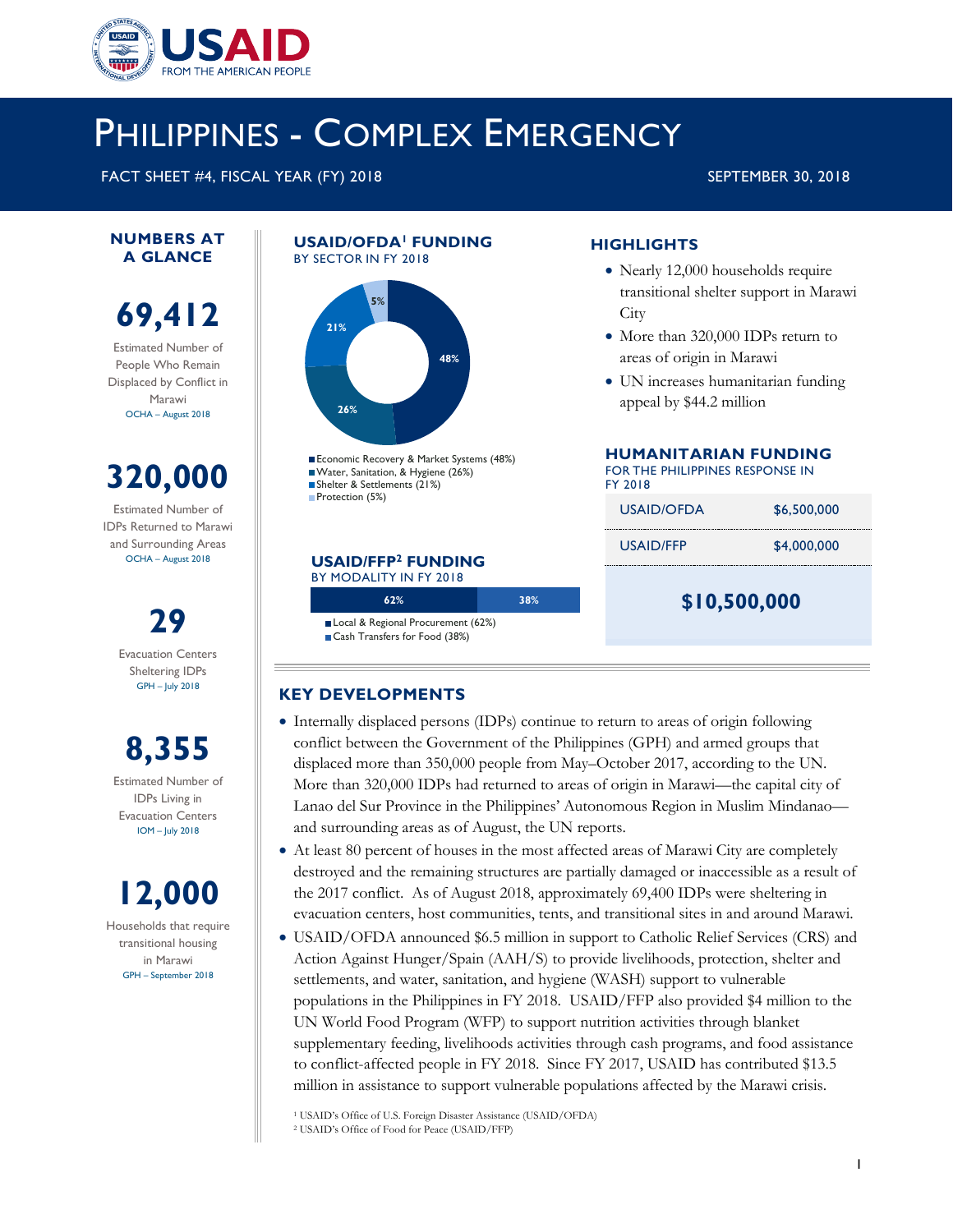# PHILIPPINES - COMPLEX EMERGENCY

FACT SHEET #4, FISCAL YEAR (FY) 2018

SEPTEMBER 30, 2018

## NUMBERS AT A GLANCE

**69,412**

Estimated Number of People Who Remain Displaced by Conflict in Marawi

OCHA – August 2018

**320,000**

Estimated Number of IDPs Returned to Marawi and Surrounding Areas

OCHA – August 2018

**29**

Evacuation Centers Sheltering IDPs

GPH – July 2018

**8,355**

Estimated Number of IDPs Living in Evacuation Centers

IOM – July 2018

**12,000**

Households that require transitional housing in Marawi

GPH – September 2018

## USAID/OFDA[1] FUNDING

BY SECTOR IN FY 2018

- Economic Recovery & Market Systems (48%)
- Water, Sanitation, & Hygiene (26%)
- Shelter & Settlements (21%)
- Protection (5%)

## USAID/FFP[2] FUNDING

BY MODALITY IN FY 2018

- Local & Regional Procurement (62%)
- Cash Transfers for Food (38%)

## HIGHLIGHTS

- Nearly 12,000 households require transitional shelter support in Marawi City
- More than 320,000 IDPs return to areas of origin in Marawi
- UN increases humanitarian funding appeal by $44.2 million

## HUMANITARIAN FUNDING

FOR THE PHILIPPINES RESPONSE IN FY 2018

| | |
|---|---|
| USAID/OFDA | $6,500,000 |
| USAID/FFP | $4,000,000 |

**$10,500,000**

## KEY DEVELOPMENTS

- Internally displaced persons (IDPs) continue to return to areas of origin following conflict between the Government of the Philippines (GPH) and armed groups that displaced more than 350,000 people from May–October 2017, according to the UN. More than 320,000 IDPs had returned to areas of origin in Marawi—the capital city of Lanao del Sur Province in the Philippines' Autonomous Region in Muslim Mindanao—and surrounding areas as of August, the UN reports.
- At least 80 percent of houses in the most affected areas of Marawi City are completely destroyed and the remaining structures are partially damaged or inaccessible as a result of the 2017 conflict. As of August 2018, approximately 69,400 IDPs were sheltering in evacuation centers, host communities, tents, and transitional sites in and around Marawi.
- USAID/OFDA announced $6.5 million in support to Catholic Relief Services (CRS) and Action Against Hunger/Spain (AAH/S) to provide livelihoods, protection, shelter and settlements, and water, sanitation, and hygiene (WASH) support to vulnerable populations in the Philippines in FY 2018. USAID/FFP also provided $4 million to the UN World Food Program (WFP) to support nutrition activities through blanket supplementary feeding, livelihoods activities through cash programs, and food assistance to conflict-affected people in FY 2018. Since FY 2017, USAID has contributed $13.5 million in assistance to support vulnerable populations affected by the Marawi crisis.

[1] USAID's Office of U.S. Foreign Disaster Assistance (USAID/OFDA)

[2] USAID's Office of Food for Peace (USAID/FFP)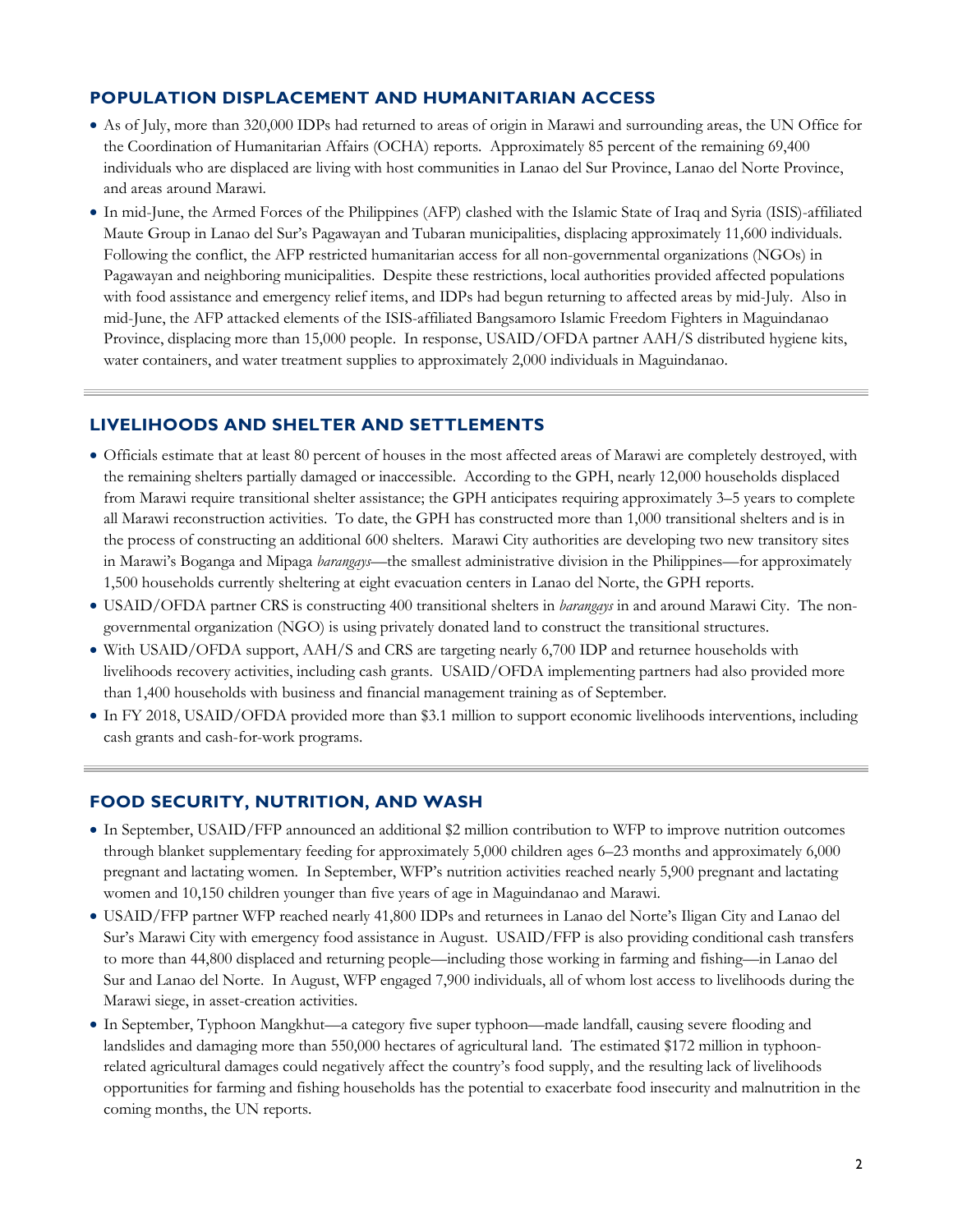## POPULATION DISPLACEMENT AND HUMANITARIAN ACCESS

- As of July, more than 320,000 IDPs had returned to areas of origin in Marawi and surrounding areas, the UN Office for the Coordination of Humanitarian Affairs (OCHA) reports. Approximately 85 percent of the remaining 69,400 individuals who are displaced are living with host communities in Lanao del Sur Province, Lanao del Norte Province, and areas around Marawi.
- In mid-June, the Armed Forces of the Philippines (AFP) clashed with the Islamic State of Iraq and Syria (ISIS)-affiliated Maute Group in Lanao del Sur's Pagawayan and Tubaran municipalities, displacing approximately 11,600 individuals. Following the conflict, the AFP restricted humanitarian access for all non-governmental organizations (NGOs) in Pagawayan and neighboring municipalities. Despite these restrictions, local authorities provided affected populations with food assistance and emergency relief items, and IDPs had begun returning to affected areas by mid-July. Also in mid-June, the AFP attacked elements of the ISIS-affiliated Bangsamoro Islamic Freedom Fighters in Maguindanao Province, displacing more than 15,000 people. In response, USAID/OFDA partner AAH/S distributed hygiene kits, water containers, and water treatment supplies to approximately 2,000 individuals in Maguindanao.

## LIVELIHOODS AND SHELTER AND SETTLEMENTS

- Officials estimate that at least 80 percent of houses in the most affected areas of Marawi are completely destroyed, with the remaining shelters partially damaged or inaccessible. According to the GPH, nearly 12,000 households displaced from Marawi require transitional shelter assistance; the GPH anticipates requiring approximately 3–5 years to complete all Marawi reconstruction activities. To date, the GPH has constructed more than 1,000 transitional shelters and is in the process of constructing an additional 600 shelters. Marawi City authorities are developing two new transitory sites in Marawi's Boganga and Mipaga *barangays*—the smallest administrative division in the Philippines—for approximately 1,500 households currently sheltering at eight evacuation centers in Lanao del Norte, the GPH reports.
- USAID/OFDA partner CRS is constructing 400 transitional shelters in *barangays* in and around Marawi City. The non-governmental organization (NGO) is using privately donated land to construct the transitional structures.
- With USAID/OFDA support, AAH/S and CRS are targeting nearly 6,700 IDP and returnee households with livelihoods recovery activities, including cash grants. USAID/OFDA implementing partners had also provided more than 1,400 households with business and financial management training as of September.
- In FY 2018, USAID/OFDA provided more than $3.1 million to support economic livelihoods interventions, including cash grants and cash-for-work programs.

## FOOD SECURITY, NUTRITION, AND WASH

- In September, USAID/FFP announced an additional $2 million contribution to WFP to improve nutrition outcomes through blanket supplementary feeding for approximately 5,000 children ages 6–23 months and approximately 6,000 pregnant and lactating women. In September, WFP's nutrition activities reached nearly 5,900 pregnant and lactating women and 10,150 children younger than five years of age in Maguindanao and Marawi.
- USAID/FFP partner WFP reached nearly 41,800 IDPs and returnees in Lanao del Norte's Iligan City and Lanao del Sur's Marawi City with emergency food assistance in August. USAID/FFP is also providing conditional cash transfers to more than 44,800 displaced and returning people—including those working in farming and fishing—in Lanao del Sur and Lanao del Norte. In August, WFP engaged 7,900 individuals, all of whom lost access to livelihoods during the Marawi siege, in asset-creation activities.
- In September, Typhoon Mangkhut—a category five super typhoon—made landfall, causing severe flooding and landslides and damaging more than 550,000 hectares of agricultural land. The estimated $172 million in typhoon-related agricultural damages could negatively affect the country's food supply, and the resulting lack of livelihoods opportunities for farming and fishing households has the potential to exacerbate food insecurity and malnutrition in the coming months, the UN reports.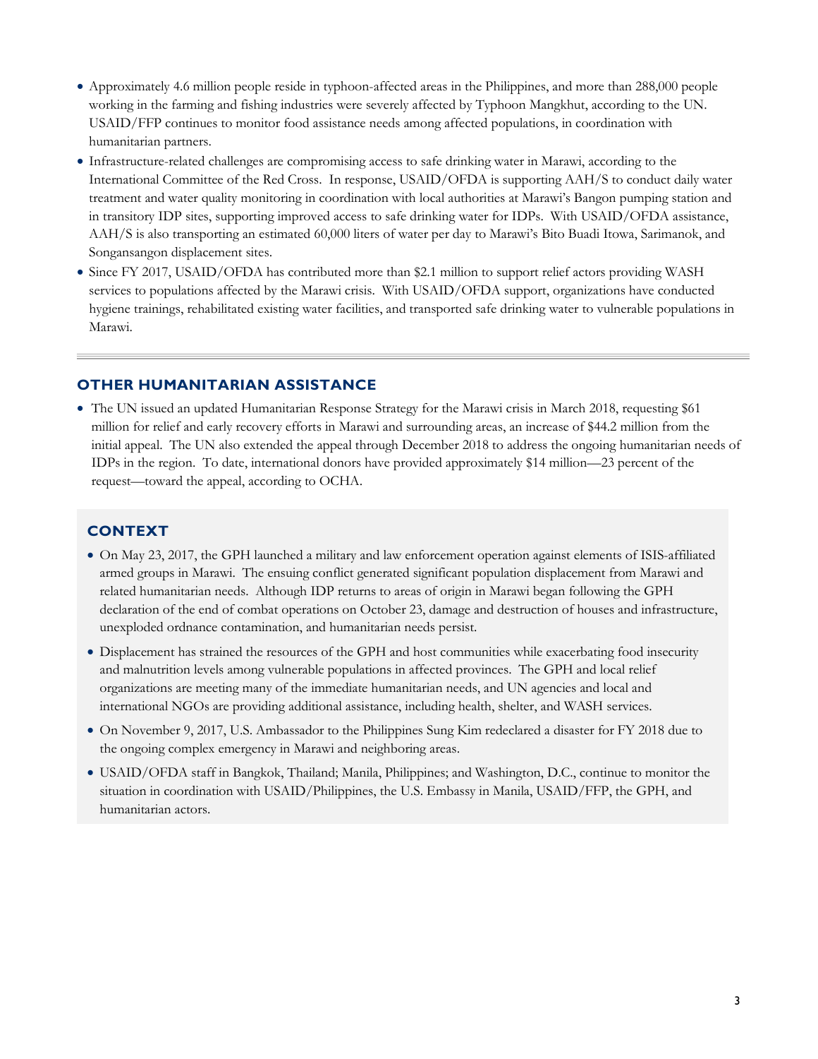- Approximately 4.6 million people reside in typhoon-affected areas in the Philippines, and more than 288,000 people working in the farming and fishing industries were severely affected by Typhoon Mangkhut, according to the UN. USAID/FFP continues to monitor food assistance needs among affected populations, in coordination with humanitarian partners.
- Infrastructure-related challenges are compromising access to safe drinking water in Marawi, according to the International Committee of the Red Cross. In response, USAID/OFDA is supporting AAH/S to conduct daily water treatment and water quality monitoring in coordination with local authorities at Marawi's Bangon pumping station and in transitory IDP sites, supporting improved access to safe drinking water for IDPs. With USAID/OFDA assistance, AAH/S is also transporting an estimated 60,000 liters of water per day to Marawi's Bito Buadi Itowa, Sarimanok, and Songansangon displacement sites.
- Since FY 2017, USAID/OFDA has contributed more than $2.1 million to support relief actors providing WASH services to populations affected by the Marawi crisis. With USAID/OFDA support, organizations have conducted hygiene trainings, rehabilitated existing water facilities, and transported safe drinking water to vulnerable populations in Marawi.

## OTHER HUMANITARIAN ASSISTANCE

- The UN issued an updated Humanitarian Response Strategy for the Marawi crisis in March 2018, requesting $61 million for relief and early recovery efforts in Marawi and surrounding areas, an increase of $44.2 million from the initial appeal. The UN also extended the appeal through December 2018 to address the ongoing humanitarian needs of IDPs in the region. To date, international donors have provided approximately $14 million—23 percent of the request—toward the appeal, according to OCHA.

## CONTEXT

- On May 23, 2017, the GPH launched a military and law enforcement operation against elements of ISIS-affiliated armed groups in Marawi. The ensuing conflict generated significant population displacement from Marawi and related humanitarian needs. Although IDP returns to areas of origin in Marawi began following the GPH declaration of the end of combat operations on October 23, damage and destruction of houses and infrastructure, unexploded ordnance contamination, and humanitarian needs persist.
- Displacement has strained the resources of the GPH and host communities while exacerbating food insecurity and malnutrition levels among vulnerable populations in affected provinces. The GPH and local relief organizations are meeting many of the immediate humanitarian needs, and UN agencies and local and international NGOs are providing additional assistance, including health, shelter, and WASH services.
- On November 9, 2017, U.S. Ambassador to the Philippines Sung Kim redeclared a disaster for FY 2018 due to the ongoing complex emergency in Marawi and neighboring areas.
- USAID/OFDA staff in Bangkok, Thailand; Manila, Philippines; and Washington, D.C., continue to monitor the situation in coordination with USAID/Philippines, the U.S. Embassy in Manila, USAID/FFP, the GPH, and humanitarian actors.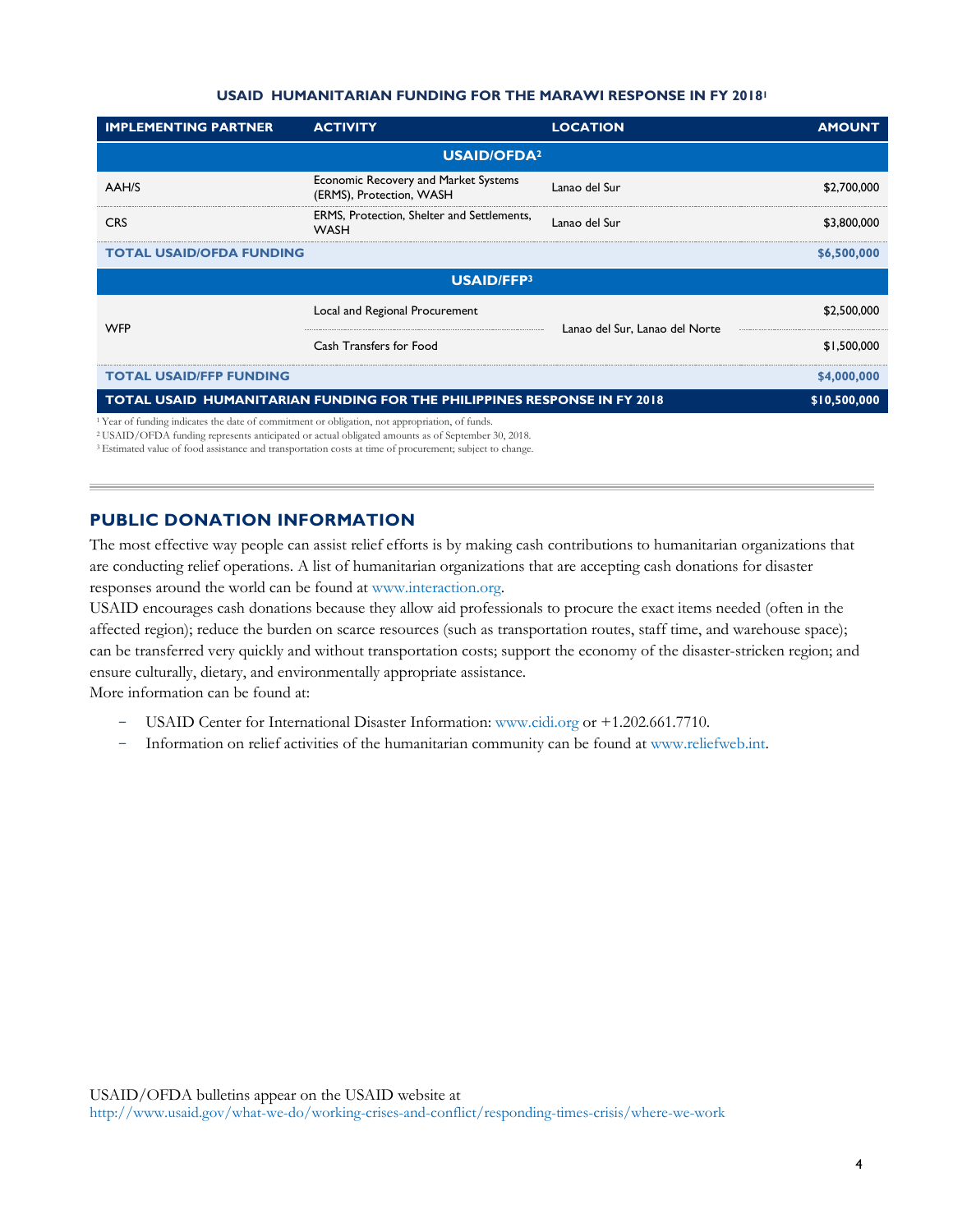#### USAID HUMANITARIAN FUNDING FOR THE MARAWI RESPONSE IN FY 2018[1]

| IMPLEMENTING PARTNER | ACTIVITY | LOCATION | AMOUNT |
|---|---|---|---|
| **USAID/OFDA[2]** | | | |
| AAH/S | Economic Recovery and Market Systems (ERMS), Protection, WASH | Lanao del Sur | $2,700,000 |
| CRS | ERMS, Protection, Shelter and Settlements, WASH | Lanao del Sur | $3,800,000 |
| **TOTAL USAID/OFDA FUNDING** | | | **$6,500,000** |
| **USAID/FFP[3]** | | | |
| WFP | Local and Regional Procurement | Lanao del Sur, Lanao del Norte | $2,500,000 |
| WFP | Cash Transfers for Food | Lanao del Sur, Lanao del Norte | $1,500,000 |
| **TOTAL USAID/FFP FUNDING** | | | **$4,000,000** |
| **TOTAL USAID HUMANITARIAN FUNDING FOR THE PHILIPPINES RESPONSE IN FY 2018** | | | **$10,500,000** |

[1] Year of funding indicates the date of commitment or obligation, not appropriation, of funds.
[2] USAID/OFDA funding represents anticipated or actual obligated amounts as of September 30, 2018.
[3] Estimated value of food assistance and transportation costs at time of procurement; subject to change.

## PUBLIC DONATION INFORMATION

The most effective way people can assist relief efforts is by making cash contributions to humanitarian organizations that are conducting relief operations. A list of humanitarian organizations that are accepting cash donations for disaster responses around the world can be found at www.interaction.org.

USAID encourages cash donations because they allow aid professionals to procure the exact items needed (often in the affected region); reduce the burden on scarce resources (such as transportation routes, staff time, and warehouse space); can be transferred very quickly and without transportation costs; support the economy of the disaster-stricken region; and ensure culturally, dietary, and environmentally appropriate assistance.

More information can be found at:

- USAID Center for International Disaster Information: www.cidi.org or +1.202.661.7710.
- Information on relief activities of the humanitarian community can be found at www.reliefweb.int.

USAID/OFDA bulletins appear on the USAID website at
http://www.usaid.gov/what-we-do/working-crises-and-conflict/responding-times-crisis/where-we-work